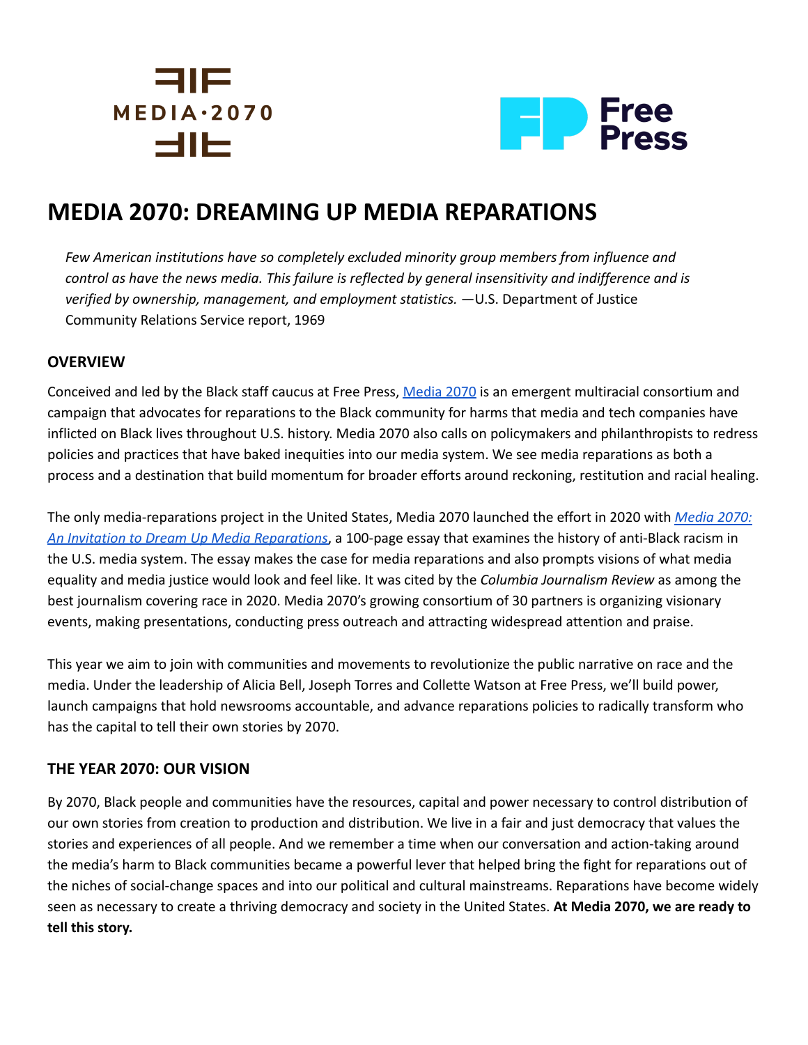# MEDIA 2070: DREAMING UP MEDIA REPARATIONS

> *Few American institutions have so completely excluded minority group members from influence and control as have the news media. This failure is reflected by general insensitivity and indifference and is verified by ownership, management, and employment statistics.* —U.S. Department of Justice Community Relations Service report, 1969

## OVERVIEW

Conceived and led by the Black staff caucus at Free Press, Media 2070 is an emergent multiracial consortium and campaign that advocates for reparations to the Black community for harms that media and tech companies have inflicted on Black lives throughout U.S. history. Media 2070 also calls on policymakers and philanthropists to redress policies and practices that have baked inequities into our media system. We see media reparations as both a process and a destination that build momentum for broader efforts around reckoning, restitution and racial healing.

The only media-reparations project in the United States, Media 2070 launched the effort in 2020 with *Media 2070: An Invitation to Dream Up Media Reparations*, a 100-page essay that examines the history of anti-Black racism in the U.S. media system. The essay makes the case for media reparations and also prompts visions of what media equality and media justice would look and feel like. It was cited by the *Columbia Journalism Review* as among the best journalism covering race in 2020. Media 2070's growing consortium of 30 partners is organizing visionary events, making presentations, conducting press outreach and attracting widespread attention and praise.

This year we aim to join with communities and movements to revolutionize the public narrative on race and the media. Under the leadership of Alicia Bell, Joseph Torres and Collette Watson at Free Press, we'll build power, launch campaigns that hold newsrooms accountable, and advance reparations policies to radically transform who has the capital to tell their own stories by 2070.

## THE YEAR 2070: OUR VISION

By 2070, Black people and communities have the resources, capital and power necessary to control distribution of our own stories from creation to production and distribution. We live in a fair and just democracy that values the stories and experiences of all people. And we remember a time when our conversation and action-taking around the media's harm to Black communities became a powerful lever that helped bring the fight for reparations out of the niches of social-change spaces and into our political and cultural mainstreams. Reparations have become widely seen as necessary to create a thriving democracy and society in the United States. **At Media 2070, we are ready to tell this story.**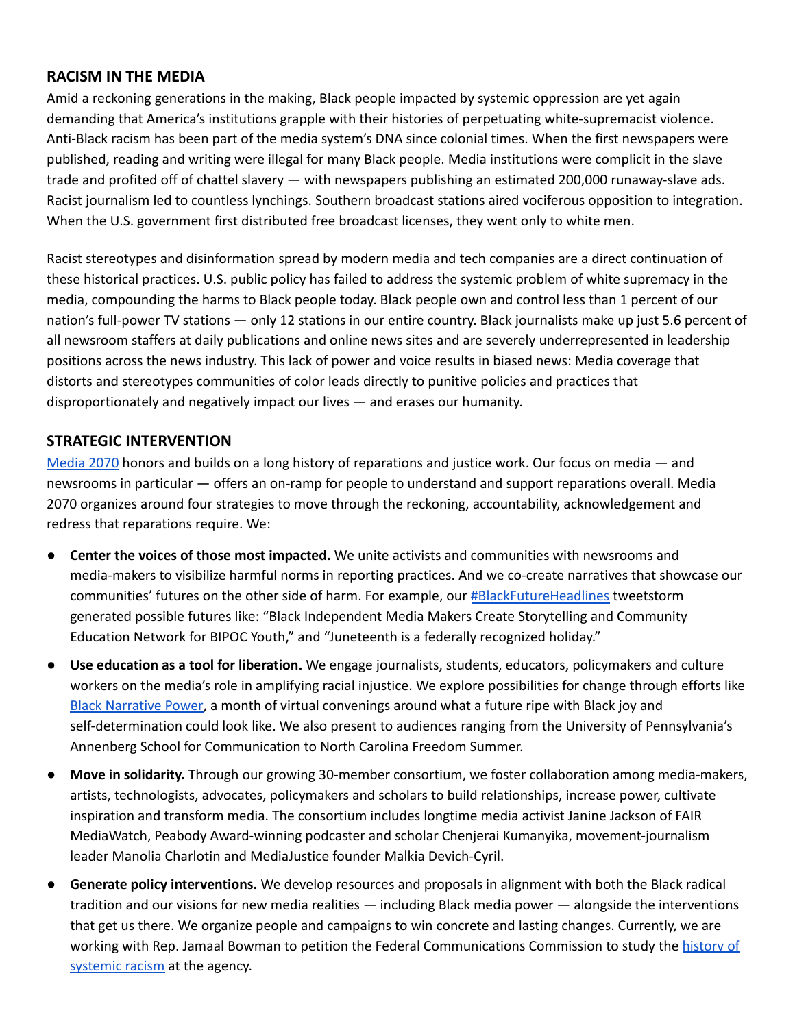## RACISM IN THE MEDIA

Amid a reckoning generations in the making, Black people impacted by systemic oppression are yet again demanding that America's institutions grapple with their histories of perpetuating white-supremacist violence. Anti-Black racism has been part of the media system's DNA since colonial times. When the first newspapers were published, reading and writing were illegal for many Black people. Media institutions were complicit in the slave trade and profited off of chattel slavery — with newspapers publishing an estimated 200,000 runaway-slave ads. Racist journalism led to countless lynchings. Southern broadcast stations aired vociferous opposition to integration. When the U.S. government first distributed free broadcast licenses, they went only to white men.

Racist stereotypes and disinformation spread by modern media and tech companies are a direct continuation of these historical practices. U.S. public policy has failed to address the systemic problem of white supremacy in the media, compounding the harms to Black people today. Black people own and control less than 1 percent of our nation's full-power TV stations — only 12 stations in our entire country. Black journalists make up just 5.6 percent of all newsroom staffers at daily publications and online news sites and are severely underrepresented in leadership positions across the news industry. This lack of power and voice results in biased news: Media coverage that distorts and stereotypes communities of color leads directly to punitive policies and practices that disproportionately and negatively impact our lives — and erases our humanity.

## STRATEGIC INTERVENTION

Media 2070 honors and builds on a long history of reparations and justice work. Our focus on media — and newsrooms in particular — offers an on-ramp for people to understand and support reparations overall. Media 2070 organizes around four strategies to move through the reckoning, accountability, acknowledgement and redress that reparations require. We:

- **Center the voices of those most impacted.** We unite activists and communities with newsrooms and media-makers to visibilize harmful norms in reporting practices. And we co-create narratives that showcase our communities' futures on the other side of harm. For example, our #BlackFutureHeadlines tweetstorm generated possible futures like: "Black Independent Media Makers Create Storytelling and Community Education Network for BIPOC Youth," and "Juneteenth is a federally recognized holiday."
- **Use education as a tool for liberation.** We engage journalists, students, educators, policymakers and culture workers on the media's role in amplifying racial injustice. We explore possibilities for change through efforts like Black Narrative Power, a month of virtual convenings around what a future ripe with Black joy and self-determination could look like. We also present to audiences ranging from the University of Pennsylvania's Annenberg School for Communication to North Carolina Freedom Summer.
- **Move in solidarity.** Through our growing 30-member consortium, we foster collaboration among media-makers, artists, technologists, advocates, policymakers and scholars to build relationships, increase power, cultivate inspiration and transform media. The consortium includes longtime media activist Janine Jackson of FAIR MediaWatch, Peabody Award-winning podcaster and scholar Chenjerai Kumanyika, movement-journalism leader Manolia Charlotin and MediaJustice founder Malkia Devich-Cyril.
- **Generate policy interventions.** We develop resources and proposals in alignment with both the Black radical tradition and our visions for new media realities — including Black media power — alongside the interventions that get us there. We organize people and campaigns to win concrete and lasting changes. Currently, we are working with Rep. Jamaal Bowman to petition the Federal Communications Commission to study the history of systemic racism at the agency.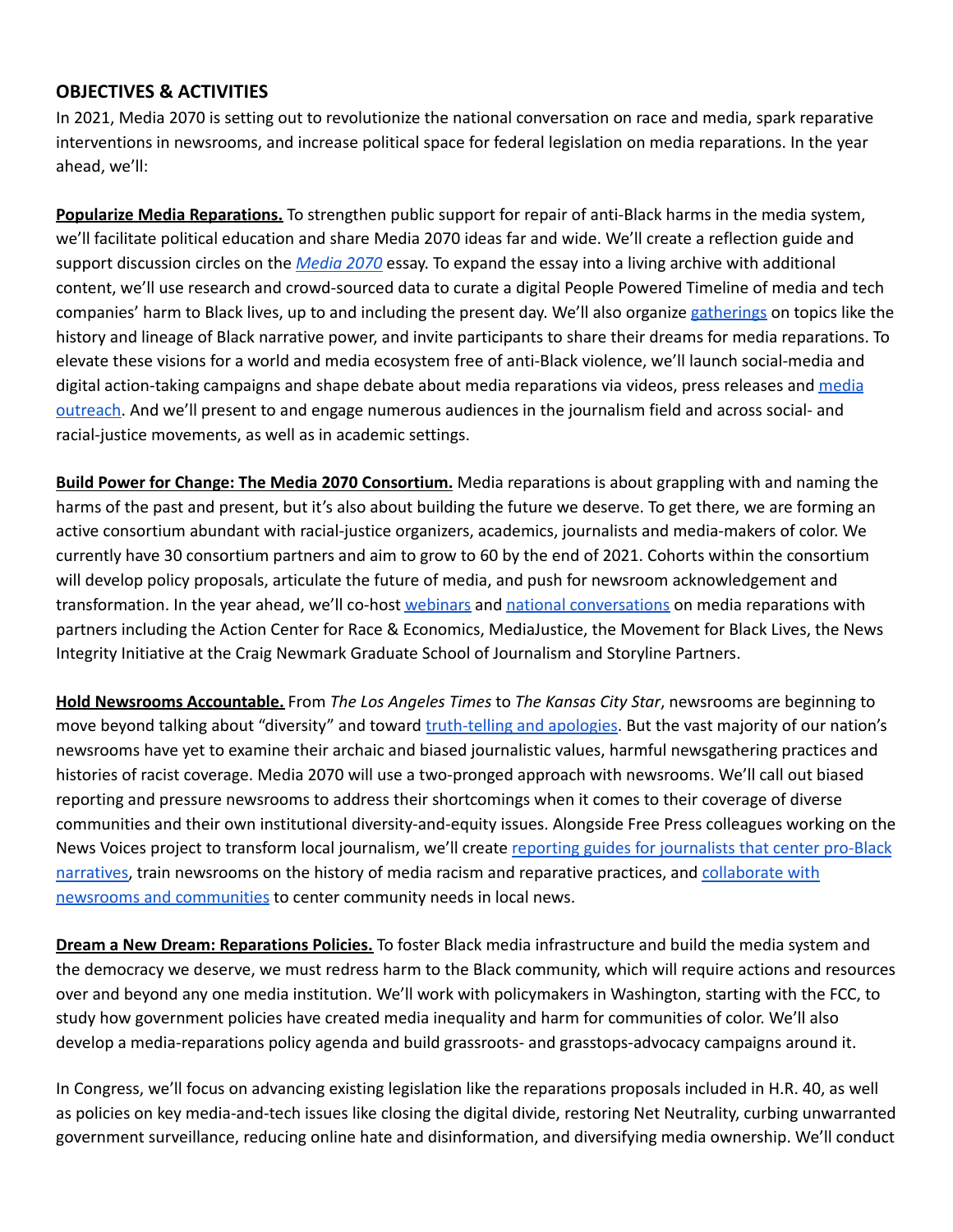## OBJECTIVES & ACTIVITIES

In 2021, Media 2070 is setting out to revolutionize the national conversation on race and media, spark reparative interventions in newsrooms, and increase political space for federal legislation on media reparations. In the year ahead, we'll:

**Popularize Media Reparations.** To strengthen public support for repair of anti-Black harms in the media system, we'll facilitate political education and share Media 2070 ideas far and wide. We'll create a reflection guide and support discussion circles on the *Media 2070* essay. To expand the essay into a living archive with additional content, we'll use research and crowd-sourced data to curate a digital People Powered Timeline of media and tech companies' harm to Black lives, up to and including the present day. We'll also organize gatherings on topics like the history and lineage of Black narrative power, and invite participants to share their dreams for media reparations. To elevate these visions for a world and media ecosystem free of anti-Black violence, we'll launch social-media and digital action-taking campaigns and shape debate about media reparations via videos, press releases and media outreach. And we'll present to and engage numerous audiences in the journalism field and across social- and racial-justice movements, as well as in academic settings.

**Build Power for Change: The Media 2070 Consortium.** Media reparations is about grappling with and naming the harms of the past and present, but it's also about building the future we deserve. To get there, we are forming an active consortium abundant with racial-justice organizers, academics, journalists and media-makers of color. We currently have 30 consortium partners and aim to grow to 60 by the end of 2021. Cohorts within the consortium will develop policy proposals, articulate the future of media, and push for newsroom acknowledgement and transformation. In the year ahead, we'll co-host webinars and national conversations on media reparations with partners including the Action Center for Race & Economics, MediaJustice, the Movement for Black Lives, the News Integrity Initiative at the Craig Newmark Graduate School of Journalism and Storyline Partners.

**Hold Newsrooms Accountable.** From *The Los Angeles Times* to *The Kansas City Star*, newsrooms are beginning to move beyond talking about "diversity" and toward truth-telling and apologies. But the vast majority of our nation's newsrooms have yet to examine their archaic and biased journalistic values, harmful newsgathering practices and histories of racist coverage. Media 2070 will use a two-pronged approach with newsrooms. We'll call out biased reporting and pressure newsrooms to address their shortcomings when it comes to their coverage of diverse communities and their own institutional diversity-and-equity issues. Alongside Free Press colleagues working on the News Voices project to transform local journalism, we'll create reporting guides for journalists that center pro-Black narratives, train newsrooms on the history of media racism and reparative practices, and collaborate with newsrooms and communities to center community needs in local news.

**Dream a New Dream: Reparations Policies.** To foster Black media infrastructure and build the media system and the democracy we deserve, we must redress harm to the Black community, which will require actions and resources over and beyond any one media institution. We'll work with policymakers in Washington, starting with the FCC, to study how government policies have created media inequality and harm for communities of color. We'll also develop a media-reparations policy agenda and build grassroots- and grasstops-advocacy campaigns around it.

In Congress, we'll focus on advancing existing legislation like the reparations proposals included in H.R. 40, as well as policies on key media-and-tech issues like closing the digital divide, restoring Net Neutrality, curbing unwarranted government surveillance, reducing online hate and disinformation, and diversifying media ownership. We'll conduct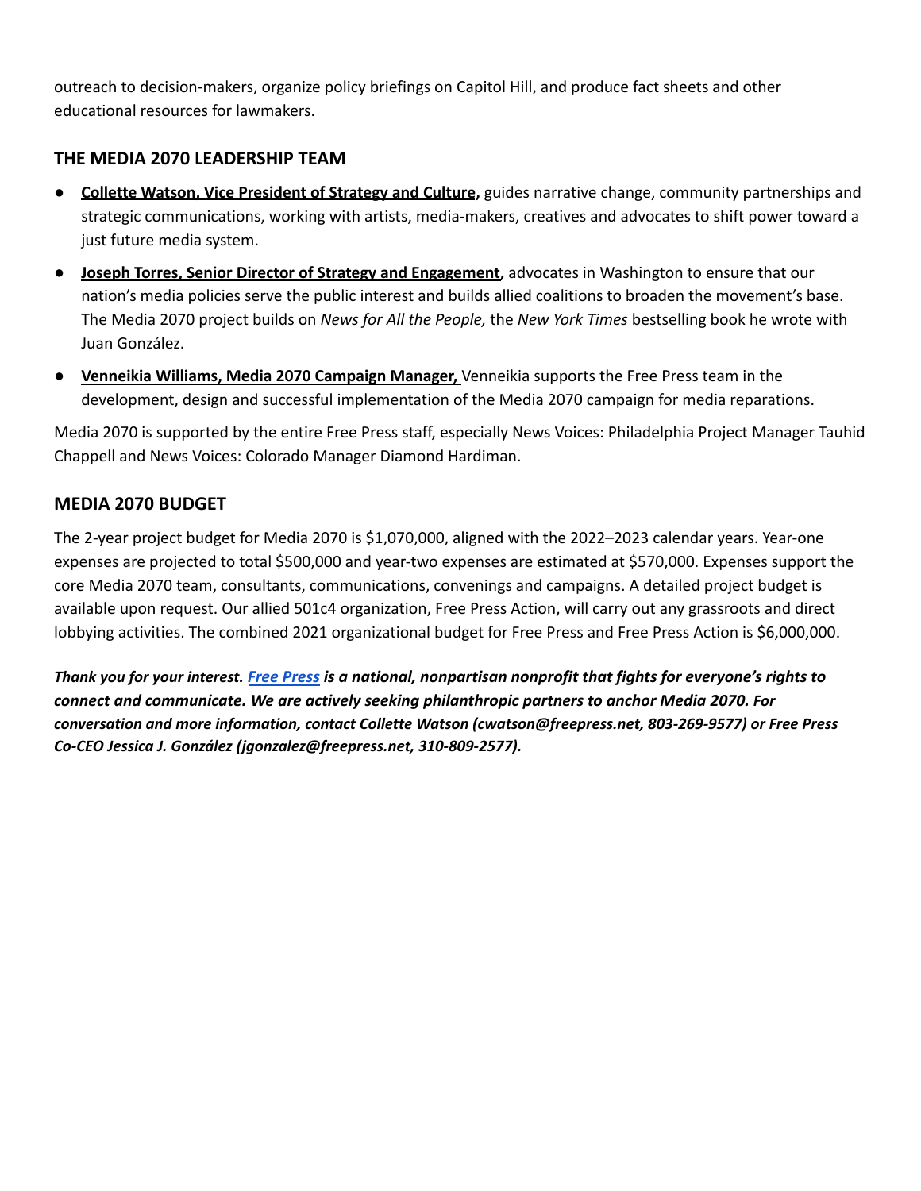outreach to decision-makers, organize policy briefings on Capitol Hill, and produce fact sheets and other educational resources for lawmakers.

## THE MEDIA 2070 LEADERSHIP TEAM

- **Collette Watson, Vice President of Strategy and Culture,** guides narrative change, community partnerships and strategic communications, working with artists, media-makers, creatives and advocates to shift power toward a just future media system.
- **Joseph Torres, Senior Director of Strategy and Engagement,** advocates in Washington to ensure that our nation's media policies serve the public interest and builds allied coalitions to broaden the movement's base. The Media 2070 project builds on *News for All the People,* the *New York Times* bestselling book he wrote with Juan González.
- **Venneikia Williams, Media 2070 Campaign Manager,** Venneikia supports the Free Press team in the development, design and successful implementation of the Media 2070 campaign for media reparations.

Media 2070 is supported by the entire Free Press staff, especially News Voices: Philadelphia Project Manager Tauhid Chappell and News Voices: Colorado Manager Diamond Hardiman.

## MEDIA 2070 BUDGET

The 2-year project budget for Media 2070 is $1,070,000, aligned with the 2022–2023 calendar years. Year-one expenses are projected to total $500,000 and year-two expenses are estimated at $570,000. Expenses support the core Media 2070 team, consultants, communications, convenings and campaigns. A detailed project budget is available upon request. Our allied 501c4 organization, Free Press Action, will carry out any grassroots and direct lobbying activities. The combined 2021 organizational budget for Free Press and Free Press Action is $6,000,000.

***Thank you for your interest. Free Press is a national, nonpartisan nonprofit that fights for everyone's rights to connect and communicate. We are actively seeking philanthropic partners to anchor Media 2070. For conversation and more information, contact Collette Watson (cwatson@freepress.net, 803-269-9577) or Free Press Co-CEO Jessica J. González (jgonzalez@freepress.net, 310-809-2577).***